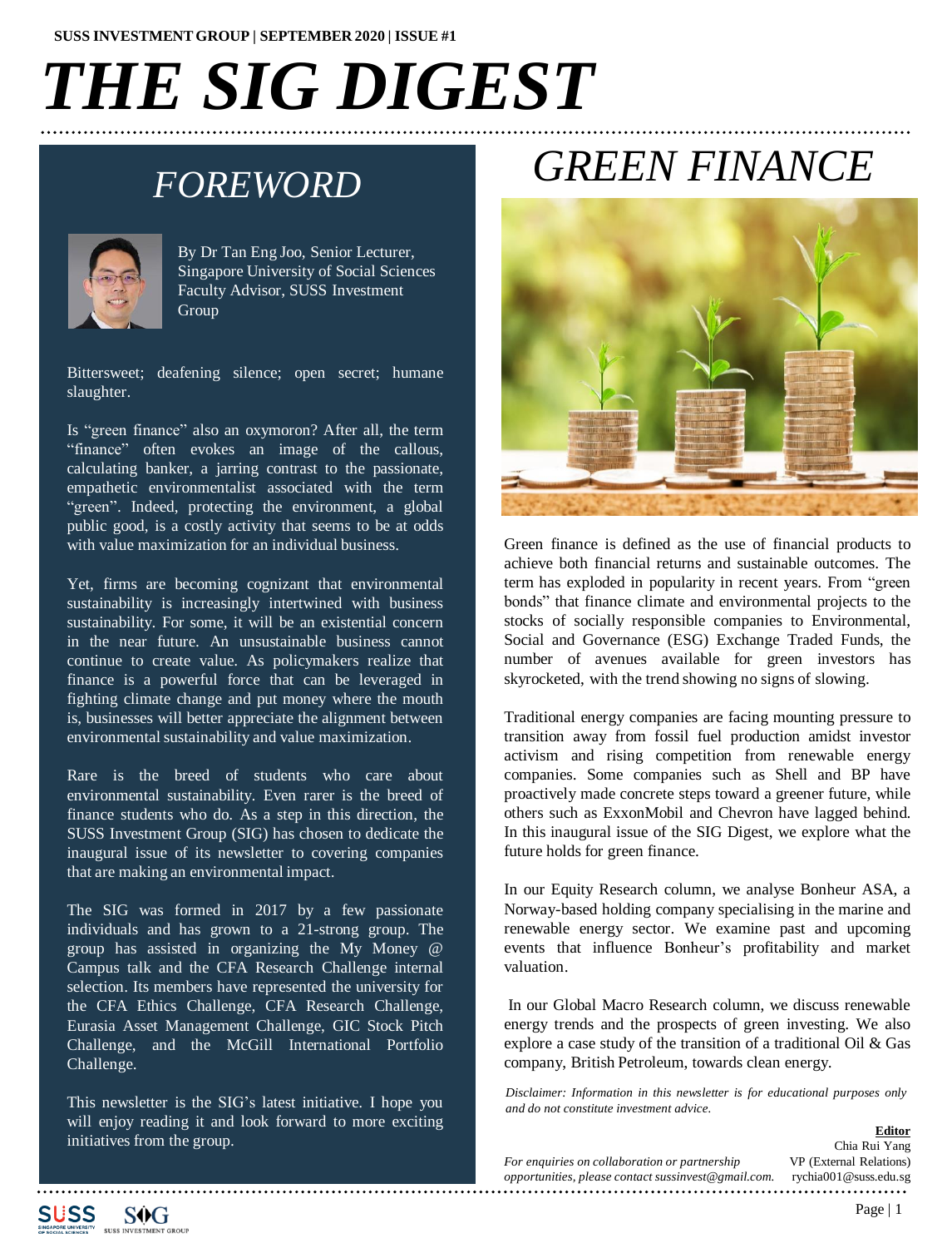SUSS INVESTMENT GROUP | SEPTEMBER 2020 | ISSUE #1

# *THE SIG DIGEST*

## *FOREWORD*

By Dr Tan Eng Joo, Senior Lecturer, Singapore University of Social Sciences
Faculty Advisor, SUSS Investment Group

Bittersweet; deafening silence; open secret; humane slaughter.

Is "green finance" also an oxymoron? After all, the term "finance" often evokes an image of the callous, calculating banker, a jarring contrast to the passionate, empathetic environmentalist associated with the term "green". Indeed, protecting the environment, a global public good, is a costly activity that seems to be at odds with value maximization for an individual business.

Yet, firms are becoming cognizant that environmental sustainability is increasingly intertwined with business sustainability. For some, it will be an existential concern in the near future. An unsustainable business cannot continue to create value. As policymakers realize that finance is a powerful force that can be leveraged in fighting climate change and put money where the mouth is, businesses will better appreciate the alignment between environmental sustainability and value maximization.

Rare is the breed of students who care about environmental sustainability. Even rarer is the breed of finance students who do. As a step in this direction, the SUSS Investment Group (SIG) has chosen to dedicate the inaugural issue of its newsletter to covering companies that are making an environmental impact.

The SIG was formed in 2017 by a few passionate individuals and has grown to a 21-strong group. The group has assisted in organizing the My Money @ Campus talk and the CFA Research Challenge internal selection. Its members have represented the university for the CFA Ethics Challenge, CFA Research Challenge, Eurasia Asset Management Challenge, GIC Stock Pitch Challenge, and the McGill International Portfolio Challenge.

This newsletter is the SIG's latest initiative. I hope you will enjoy reading it and look forward to more exciting initiatives from the group.

## *GREEN FINANCE*

Green finance is defined as the use of financial products to achieve both financial returns and sustainable outcomes. The term has exploded in popularity in recent years. From "green bonds" that finance climate and environmental projects to the stocks of socially responsible companies to Environmental, Social and Governance (ESG) Exchange Traded Funds, the number of avenues available for green investors has skyrocketed, with the trend showing no signs of slowing.

Traditional energy companies are facing mounting pressure to transition away from fossil fuel production amidst investor activism and rising competition from renewable energy companies. Some companies such as Shell and BP have proactively made concrete steps toward a greener future, while others such as ExxonMobil and Chevron have lagged behind. In this inaugural issue of the SIG Digest, we explore what the future holds for green finance.

In our Equity Research column, we analyse Bonheur ASA, a Norway-based holding company specialising in the marine and renewable energy sector. We examine past and upcoming events that influence Bonheur's profitability and market valuation.

In our Global Macro Research column, we discuss renewable energy trends and the prospects of green investing. We also explore a case study of the transition of a traditional Oil & Gas company, British Petroleum, towards clean energy.

*Disclaimer: Information in this newsletter is for educational purposes only and do not constitute investment advice.*

*For enquiries on collaboration or partnership opportunities, please contact sussinvest@gmail.com.*

**Editor**
Chia Rui Yang
VP (External Relations)
rychia001@suss.edu.sg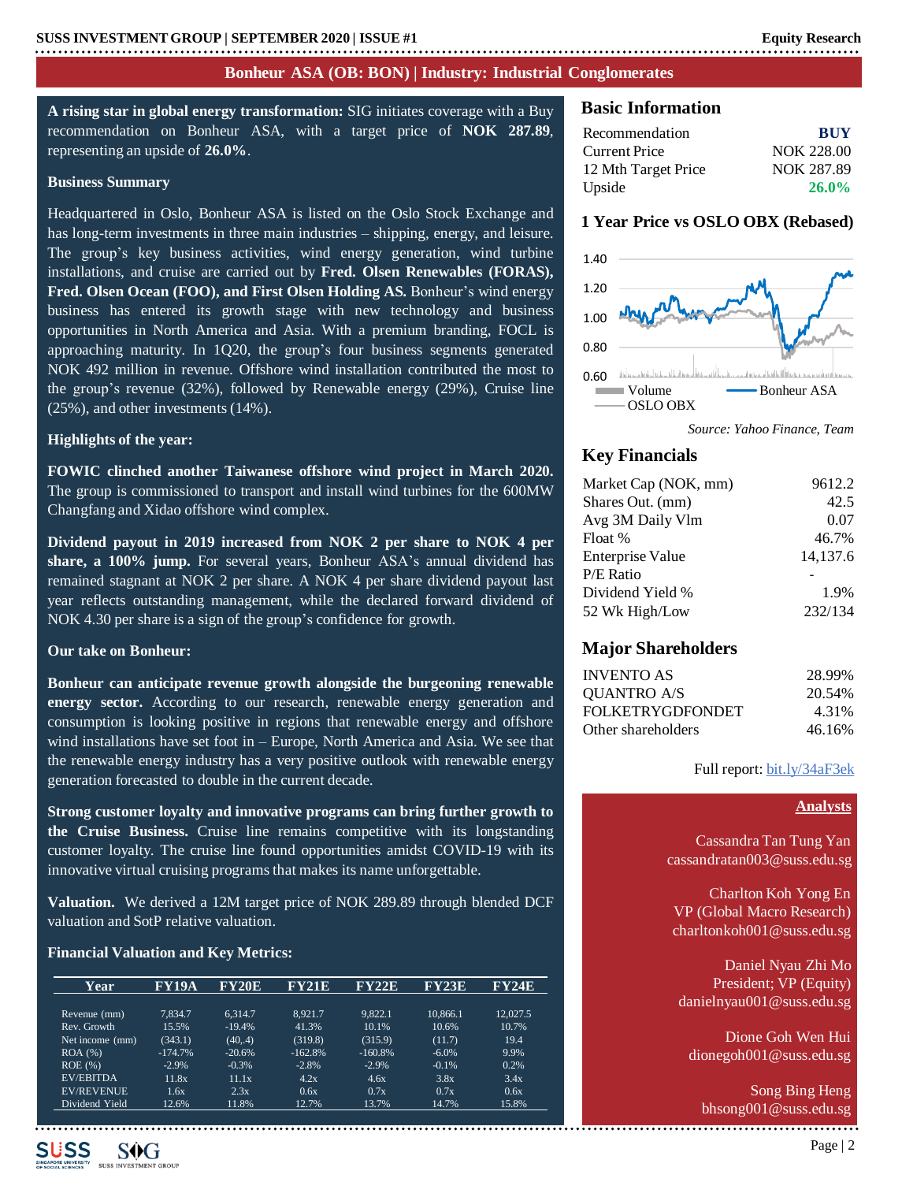# Bonheur ASA (OB: BON) | Industry: Industrial Conglomerates

**A rising star in global energy transformation:** SIG initiates coverage with a Buy recommendation on Bonheur ASA, with a target price of **NOK 287.89**, representing an upside of **26.0%**.

### Business Summary

Headquartered in Oslo, Bonheur ASA is listed on the Oslo Stock Exchange and has long-term investments in three main industries – shipping, energy, and leisure. The group's key business activities, wind energy generation, wind turbine installations, and cruise are carried out by **Fred. Olsen Renewables (FORAS), Fred. Olsen Ocean (FOO), and First Olsen Holding AS.** Bonheur's wind energy business has entered its growth stage with new technology and business opportunities in North America and Asia. With a premium branding, FOCL is approaching maturity. In 1Q20, the group's four business segments generated NOK 492 million in revenue. Offshore wind installation contributed the most to the group's revenue (32%), followed by Renewable energy (29%), Cruise line (25%), and other investments (14%).

### Highlights of the year:

**FOWIC clinched another Taiwanese offshore wind project in March 2020.** The group is commissioned to transport and install wind turbines for the 600MW Changfang and Xidao offshore wind complex.

**Dividend payout in 2019 increased from NOK 2 per share to NOK 4 per share, a 100% jump.** For several years, Bonheur ASA's annual dividend has remained stagnant at NOK 2 per share. A NOK 4 per share dividend payout last year reflects outstanding management, while the declared forward dividend of NOK 4.30 per share is a sign of the group's confidence for growth.

### Our take on Bonheur:

**Bonheur can anticipate revenue growth alongside the burgeoning renewable energy sector.** According to our research, renewable energy generation and consumption is looking positive in regions that renewable energy and offshore wind installations have set foot in – Europe, North America and Asia. We see that the renewable energy industry has a very positive outlook with renewable energy generation forecasted to double in the current decade.

**Strong customer loyalty and innovative programs can bring further growth to the Cruise Business.** Cruise line remains competitive with its longstanding customer loyalty. The cruise line found opportunities amidst COVID-19 with its innovative virtual cruising programs that makes its name unforgettable.

**Valuation.** We derived a 12M target price of NOK 289.89 through blended DCF valuation and SotP relative valuation.

### Financial Valuation and Key Metrics:

| Year | FY19A | FY20E | FY21E | FY22E | FY23E | FY24E |
|---|---|---|---|---|---|---|
| Revenue (mm) | 7,834.7 | 6,314.7 | 8,921.7 | 9,822.1 | 10,866.1 | 12,027.5 |
| Rev. Growth | 15.5% | -19.4% | 41.3% | 10.1% | 10.6% | 10.7% |
| Net income (mm) | (343.1) | (40,.4) | (319.8) | (315.9) | (11.7) | 19.4 |
| ROA (%) | -174.7% | -20.6% | -162.8% | -160.8% | -6.0% | 9.9% |
| ROE (%) | -2.9% | -0.3% | -2.8% | -2.9% | -0.1% | 0.2% |
| EV/EBITDA | 11.8x | 11.1x | 4.2x | 4.6x | 3.8x | 3.4x |
| EV/REVENUE | 1.6x | 2.3x | 0.6x | 0.7x | 0.7x | 0.6x |
| Dividend Yield | 12.6% | 11.8% | 12.7% | 13.7% | 14.7% | 15.8% |

## Basic Information

| | |
|---|---|
| Recommendation | **BUY** |
| Current Price | NOK 228.00 |
| 12 Mth Target Price | NOK 287.89 |
| Upside | **26.0%** |

## 1 Year Price vs OSLO OBX (Rebased)

*Source: Yahoo Finance, Team*

## Key Financials

| | |
|---|---|
| Market Cap (NOK, mm) | 9612.2 |
| Shares Out. (mm) | 42.5 |
| Avg 3M Daily Vlm | 0.07 |
| Float % | 46.7% |
| Enterprise Value | 14,137.6 |
| P/E Ratio | - |
| Dividend Yield % | 1.9% |
| 52 Wk High/Low | 232/134 |

## Major Shareholders

| | |
|---|---|
| INVENTO AS | 28.99% |
| QUANTRO A/S | 20.54% |
| FOLKETRYGDFONDET | 4.31% |
| Other shareholders | 46.16% |

Full report: bit.ly/34aF3ek

**Analysts**

Cassandra Tan Tung Yan
cassandratan003@suss.edu.sg

Charlton Koh Yong En
VP (Global Macro Research)
charltonkoh001@suss.edu.sg

Daniel Nyau Zhi Mo
President; VP (Equity)
danielnyau001@suss.edu.sg

Dione Goh Wen Hui
dionegoh001@suss.edu.sg

Song Bing Heng
bhsong001@suss.edu.sg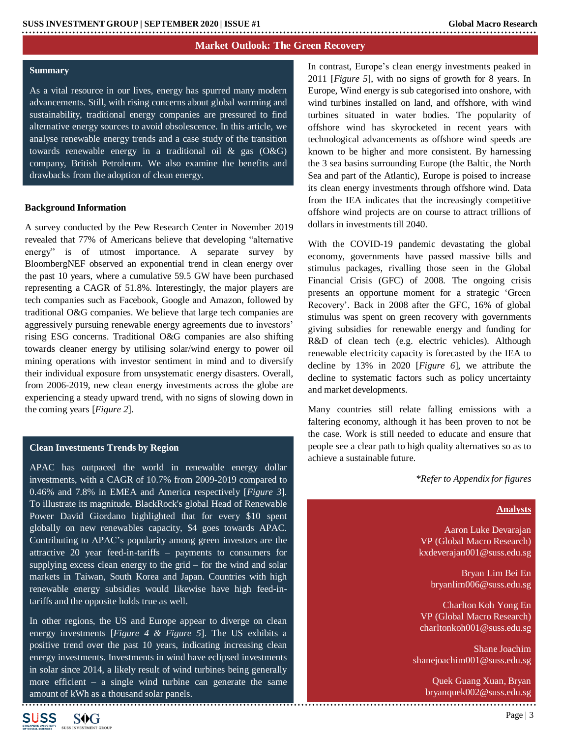## Market Outlook: The Green Recovery

### Summary

As a vital resource in our lives, energy has spurred many modern advancements. Still, with rising concerns about global warming and sustainability, traditional energy companies are pressured to find alternative energy sources to avoid obsolescence. In this article, we analyse renewable energy trends and a case study of the transition towards renewable energy in a traditional oil & gas (O&G) company, British Petroleum. We also examine the benefits and drawbacks from the adoption of clean energy.

### Background Information

A survey conducted by the Pew Research Center in November 2019 revealed that 77% of Americans believe that developing "alternative energy" is of utmost importance. A separate survey by BloombergNEF observed an exponential trend in clean energy over the past 10 years, where a cumulative 59.5 GW have been purchased representing a CAGR of 51.8%. Interestingly, the major players are tech companies such as Facebook, Google and Amazon, followed by traditional O&G companies. We believe that large tech companies are aggressively pursuing renewable energy agreements due to investors' rising ESG concerns. Traditional O&G companies are also shifting towards cleaner energy by utilising solar/wind energy to power oil mining operations with investor sentiment in mind and to diversify their individual exposure from unsystematic energy disasters. Overall, from 2006-2019, new clean energy investments across the globe are experiencing a steady upward trend, with no signs of slowing down in the coming years [*Figure 2*].

### Clean Investments Trends by Region

APAC has outpaced the world in renewable energy dollar investments, with a CAGR of 10.7% from 2009-2019 compared to 0.46% and 7.8% in EMEA and America respectively [*Figure 3*]. To illustrate its magnitude, BlackRock's global Head of Renewable Power David Giordano highlighted that for every $10 spent globally on new renewables capacity, $4 goes towards APAC. Contributing to APAC's popularity among green investors are the attractive 20 year feed-in-tariffs – payments to consumers for supplying excess clean energy to the grid – for the wind and solar markets in Taiwan, South Korea and Japan. Countries with high renewable energy subsidies would likewise have high feed-in-tariffs and the opposite holds true as well.

In other regions, the US and Europe appear to diverge on clean energy investments [*Figure 4 & Figure 5*]. The US exhibits a positive trend over the past 10 years, indicating increasing clean energy investments. Investments in wind have eclipsed investments in solar since 2014, a likely result of wind turbines being generally more efficient – a single wind turbine can generate the same amount of kWh as a thousand solar panels.

In contrast, Europe's clean energy investments peaked in 2011 [*Figure 5*], with no signs of growth for 8 years. In Europe, Wind energy is sub categorised into onshore, with wind turbines installed on land, and offshore, with wind turbines situated in water bodies. The popularity of offshore wind has skyrocketed in recent years with technological advancements as offshore wind speeds are known to be higher and more consistent. By harnessing the 3 sea basins surrounding Europe (the Baltic, the North Sea and part of the Atlantic), Europe is poised to increase its clean energy investments through offshore wind. Data from the IEA indicates that the increasingly competitive offshore wind projects are on course to attract trillions of dollars in investments till 2040.

With the COVID-19 pandemic devastating the global economy, governments have passed massive bills and stimulus packages, rivalling those seen in the Global Financial Crisis (GFC) of 2008. The ongoing crisis presents an opportune moment for a strategic 'Green Recovery'. Back in 2008 after the GFC, 16% of global stimulus was spent on green recovery with governments giving subsidies for renewable energy and funding for R&D of clean tech (e.g. electric vehicles). Although renewable electricity capacity is forecasted by the IEA to decline by 13% in 2020 [*Figure 6*], we attribute the decline to systematic factors such as policy uncertainty and market developments.

Many countries still relate falling emissions with a faltering economy, although it has been proven to not be the case. Work is still needed to educate and ensure that people see a clear path to high quality alternatives so as to achieve a sustainable future.

*\*Refer to Appendix for figures*

**Analysts**

Aaron Luke Devarajan
VP (Global Macro Research)
kxdeverajan001@suss.edu.sg

Bryan Lim Bei En
bryanlim006@suss.edu.sg

Charlton Koh Yong En
VP (Global Macro Research)
charltonkoh001@suss.edu.sg

Shane Joachim
shanejoachim001@suss.edu.sg

Quek Guang Xuan, Bryan
bryanquek002@suss.edu.sg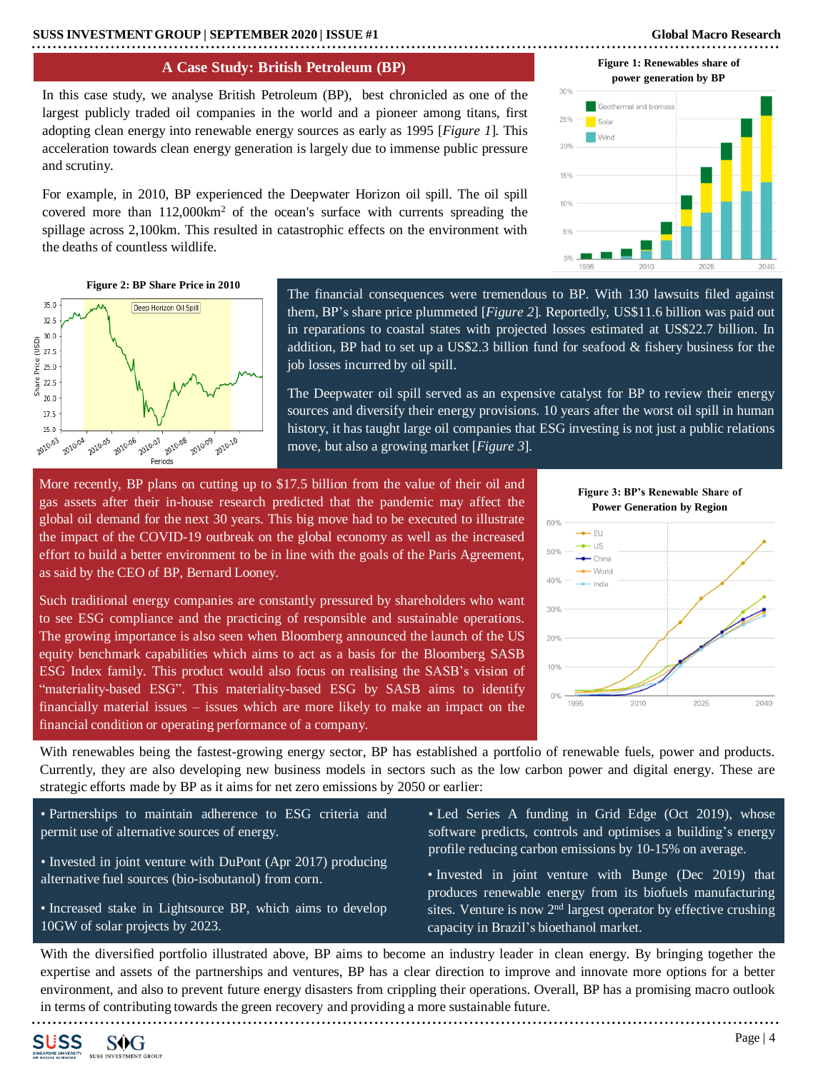## A Case Study: British Petroleum (BP)

In this case study, we analyse British Petroleum (BP), best chronicled as one of the largest publicly traded oil companies in the world and a pioneer among titans, first adopting clean energy into renewable energy sources as early as 1995 [*Figure 1*]. This acceleration towards clean energy generation is largely due to immense public pressure and scrutiny.

For example, in 2010, BP experienced the Deepwater Horizon oil spill. The oil spill covered more than 112,000km$^2$ of the ocean's surface with currents spreading the spillage across 2,100km. This resulted in catastrophic effects on the environment with the deaths of countless wildlife.

**Figure 1: Renewables share of power generation by BP**

**Figure 2: BP Share Price in 2010**

The financial consequences were tremendous to BP. With 130 lawsuits filed against them, BP's share price plummeted [*Figure 2*]. Reportedly, US$11.6 billion was paid out in reparations to coastal states with projected losses estimated at US$22.7 billion. In addition, BP had to set up a US$2.3 billion fund for seafood & fishery business for the job losses incurred by oil spill.

The Deepwater oil spill served as an expensive catalyst for BP to review their energy sources and diversify their energy provisions. 10 years after the worst oil spill in human history, it has taught large oil companies that ESG investing is not just a public relations move, but also a growing market [*Figure 3*].

More recently, BP plans on cutting up to $17.5 billion from the value of their oil and gas assets after their in-house research predicted that the pandemic may affect the global oil demand for the next 30 years. This big move had to be executed to illustrate the impact of the COVID-19 outbreak on the global economy as well as the increased effort to build a better environment to be in line with the goals of the Paris Agreement, as said by the CEO of BP, Bernard Looney.

Such traditional energy companies are constantly pressured by shareholders who want to see ESG compliance and the practicing of responsible and sustainable operations. The growing importance is also seen when Bloomberg announced the launch of the US equity benchmark capabilities which aims to act as a basis for the Bloomberg SASB ESG Index family. This product would also focus on realising the SASB's vision of "materiality-based ESG". This materiality-based ESG by SASB aims to identify financially material issues – issues which are more likely to make an impact on the financial condition or operating performance of a company.

**Figure 3: BP's Renewable Share of Power Generation by Region**

With renewables being the fastest-growing energy sector, BP has established a portfolio of renewable fuels, power and products. Currently, they are also developing new business models in sectors such as the low carbon power and digital energy. These are strategic efforts made by BP as it aims for net zero emissions by 2050 or earlier:

- Partnerships to maintain adherence to ESG criteria and permit use of alternative sources of energy.
- Invested in joint venture with DuPont (Apr 2017) producing alternative fuel sources (bio-isobutanol) from corn.
- Increased stake in Lightsource BP, which aims to develop 10GW of solar projects by 2023.
- Led Series A funding in Grid Edge (Oct 2019), whose software predicts, controls and optimises a building's energy profile reducing carbon emissions by 10-15% on average.
- Invested in joint venture with Bunge (Dec 2019) that produces renewable energy from its biofuels manufacturing sites. Venture is now 2nd largest operator by effective crushing capacity in Brazil's bioethanol market.

With the diversified portfolio illustrated above, BP aims to become an industry leader in clean energy. By bringing together the expertise and assets of the partnerships and ventures, BP has a clear direction to improve and innovate more options for a better environment, and also to prevent future energy disasters from crippling their operations. Overall, BP has a promising macro outlook in terms of contributing towards the green recovery and providing a more sustainable future.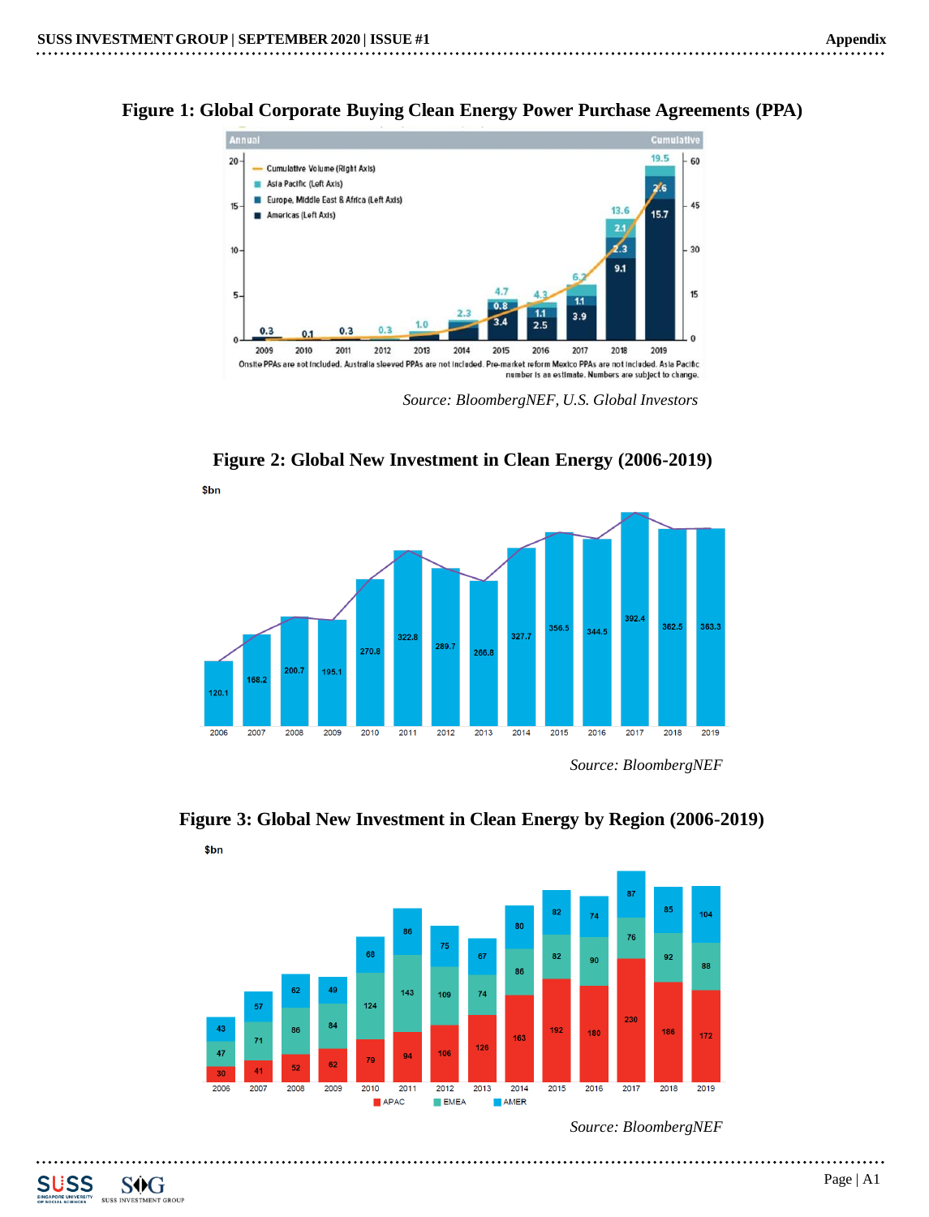### Figure 1: Global Corporate Buying Clean Energy Power Purchase Agreements (PPA)

Annual | Cumulative

- Cumulative Volume (Right Axis)
- Asia Pacific (Left Axis)
- Europe, Middle East & Africa (Left Axis)
- Americas (Left Axis)

| Year | Total | Americas | EMEA | Asia Pacific |
|---|---|---|---|---|
| 2009 | 0.3 | | | |
| 2010 | 0.1 | | | |
| 2011 | 0.3 | | | |
| 2012 | 0.3 | | | |
| 2013 | 1.0 | | | |
| 2014 | 2.3 | | | |
| 2015 | 4.7 | 3.4 | 0.8 | |
| 2016 | 4.3 | 2.5 | 1.1 | |
| 2017 | 6.2 | 3.9 | 1.1 | |
| 2018 | 13.6 | 9.1 | 2.3 | 2.1 |
| 2019 | 19.5 | 15.7 | 2.6 | |

Onsite PPAs are not included. Australia sleeved PPAs are not included. Pre-market reform Mexico PPAs are not included. Asia Pacific number is an estimate. Numbers are subject to change.

*Source: BloombergNEF, U.S. Global Investors*

### Figure 2: Global New Investment in Clean Energy (2006-2019)

$bn

| Year | 2006 | 2007 | 2008 | 2009 | 2010 | 2011 | 2012 | 2013 | 2014 | 2015 | 2016 | 2017 | 2018 | 2019 |
|---|---|---|---|---|---|---|---|---|---|---|---|---|---|---|
| $bn | 120.1 | 168.2 | 200.7 | 195.1 | 270.8 | 322.8 | 289.7 | 266.8 | 327.7 | 356.5 | 344.5 | 392.4 | 362.5 | 363.3 |

*Source: BloombergNEF*

### Figure 3: Global New Investment in Clean Energy by Region (2006-2019)

$bn

| Year | APAC | EMEA | AMER |
|---|---|---|---|
| 2006 | 30 | 47 | 43 |
| 2007 | 41 | 71 | 57 |
| 2008 | 52 | 86 | 62 |
| 2009 | 62 | 84 | 49 |
| 2010 | 79 | 124 | 68 |
| 2011 | 94 | 143 | 86 |
| 2012 | 106 | 109 | 75 |
| 2013 | 126 | 74 | 67 |
| 2014 | 163 | 86 | 80 |
| 2015 | 192 | 82 | 82 |
| 2016 | 180 | 90 | 74 |
| 2017 | 230 | 76 | 87 |
| 2018 | 186 | 92 | 85 |
| 2019 | 172 | 88 | 104 |

*Source: BloombergNEF*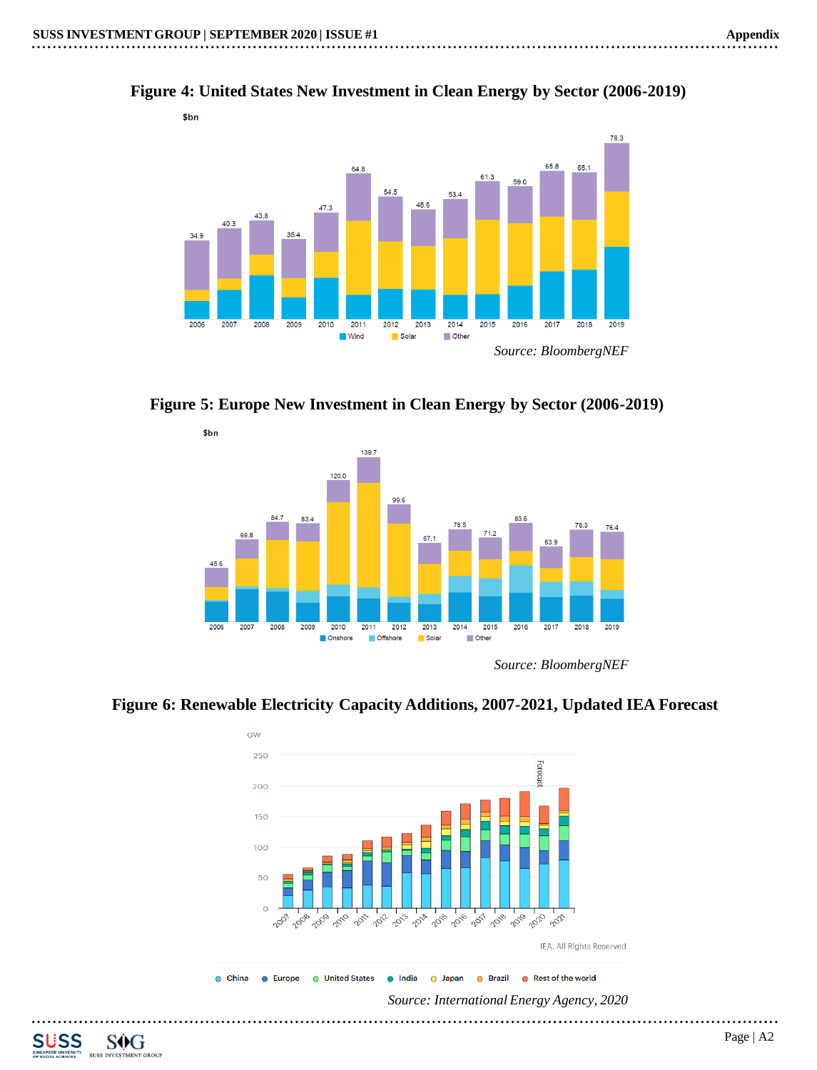## Figure 4: United States New Investment in Clean Energy by Sector (2006-2019)

$bn

34.9 40.3 43.8 35.4 47.3 64.8 54.5 48.6 53.4 61.3 59.0 65.8 65.1 78.3

2006 2007 2008 2009 2010 2011 2012 2013 2014 2015 2016 2017 2018 2019

Wind Solar Other

*Source: BloombergNEF*

## Figure 5: Europe New Investment in Clean Energy by Sector (2006-2019)

$bn

45.6 69.8 84.7 83.4 120.0 139.7 99.6 67.1 78.5 71.2 83.6 63.9 78.3 76.4

2006 2007 2008 2009 2010 2011 2012 2013 2014 2015 2016 2017 2018 2019

Onshore Offshore Solar Other

*Source: BloombergNEF*

## Figure 6: Renewable Electricity Capacity Additions, 2007-2021, Updated IEA Forecast

GW

0 50 100 150 200 250

2007 2008 2009 2010 2011 2012 2013 2014 2015 2016 2017 2018 2019 2020 2021

Forecast

IEA. All Rights Reserved

China Europe United States India Japan Brazil Rest of the world

*Source: International Energy Agency, 2020*